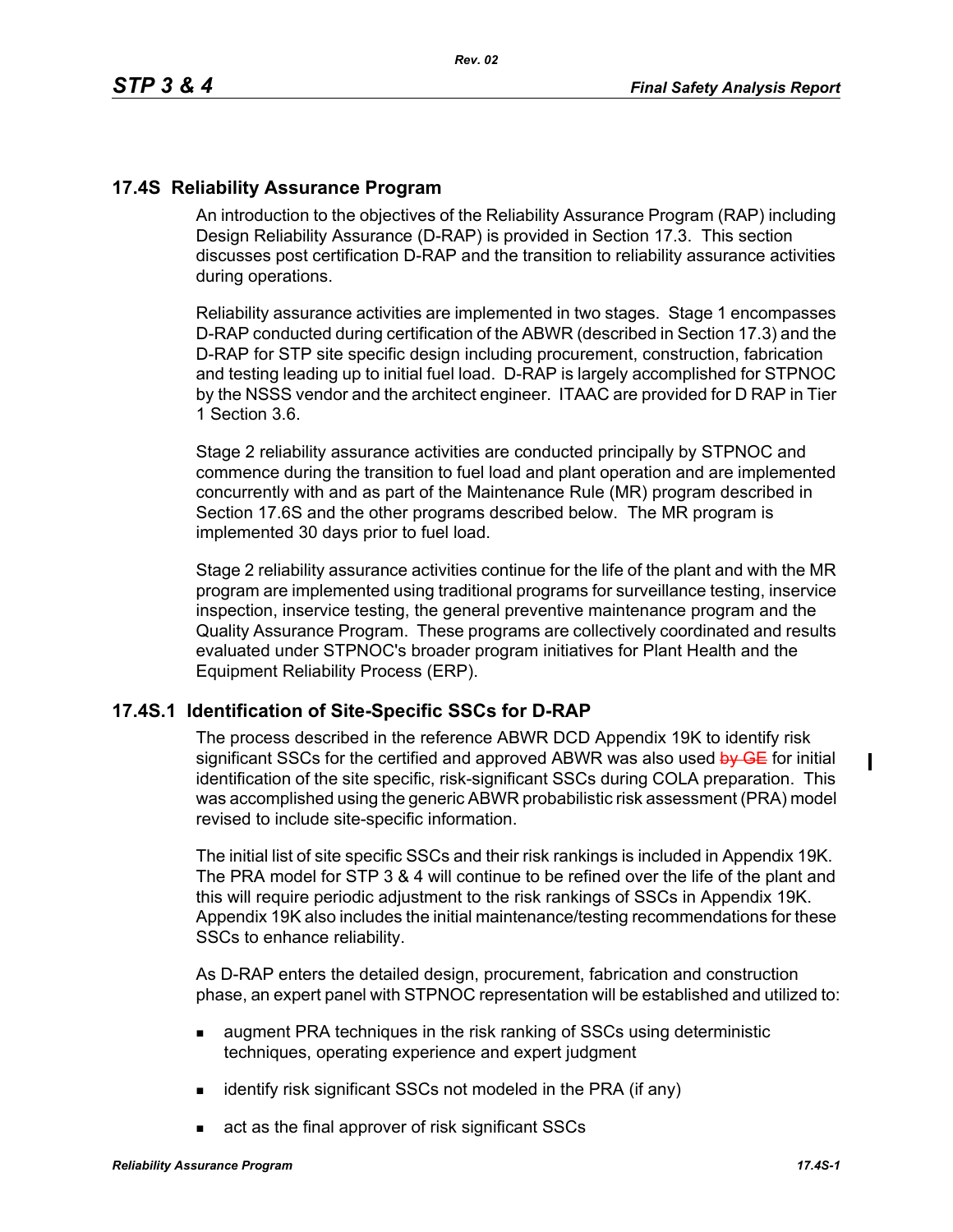## 17.4S Reliability Assurance Program

An introduction to the objectives of the Reliability Assurance Program (RAP) including Design Reliability Assurance (D-RAP) is provided in Section 17.3. This section discusses post certification D-RAP and the transition to reliability assurance activities during operations.

Reliability assurance activities are implemented in two stages. Stage 1 encompasses D-RAP conducted during certification of the ABWR (described in Section 17.3) and the D-RAP for STP site specific design including procurement, construction, fabrication and testing leading up to initial fuel load. D-RAP is largely accomplished for STPNOC by the NSSS vendor and the architect engineer. ITAAC are provided for D RAP in Tier 1 Section 3.6.

Stage 2 reliability assurance activities are conducted principally by STPNOC and commence during the transition to fuel load and plant operation and are implemented concurrently with and as part of the Maintenance Rule (MR) program described in Section 17.6S and the other programs described below. The MR program is implemented 30 days prior to fuel load.

Stage 2 reliability assurance activities continue for the life of the plant and with the MR program are implemented using traditional programs for surveillance testing, inservice inspection, inservice testing, the general preventive maintenance program and the Quality Assurance Program. These programs are collectively coordinated and results evaluated under STPNOC's broader program initiatives for Plant Health and the Equipment Reliability Process (ERP).

### 17.4S.1 Identification of Site-Specific SSCs for D-RAP

The process described in the reference ABWR DCD Appendix 19K to identify risk significant SSCs for the certified and approved ABWR was also used ~~by GE~~ for initial identification of the site specific, risk-significant SSCs during COLA preparation. This was accomplished using the generic ABWR probabilistic risk assessment (PRA) model revised to include site-specific information.

The initial list of site specific SSCs and their risk rankings is included in Appendix 19K. The PRA model for STP 3 & 4 will continue to be refined over the life of the plant and this will require periodic adjustment to the risk rankings of SSCs in Appendix 19K. Appendix 19K also includes the initial maintenance/testing recommendations for these SSCs to enhance reliability.

As D-RAP enters the detailed design, procurement, fabrication and construction phase, an expert panel with STPNOC representation will be established and utilized to:

- augment PRA techniques in the risk ranking of SSCs using deterministic techniques, operating experience and expert judgment
- identify risk significant SSCs not modeled in the PRA (if any)
- act as the final approver of risk significant SSCs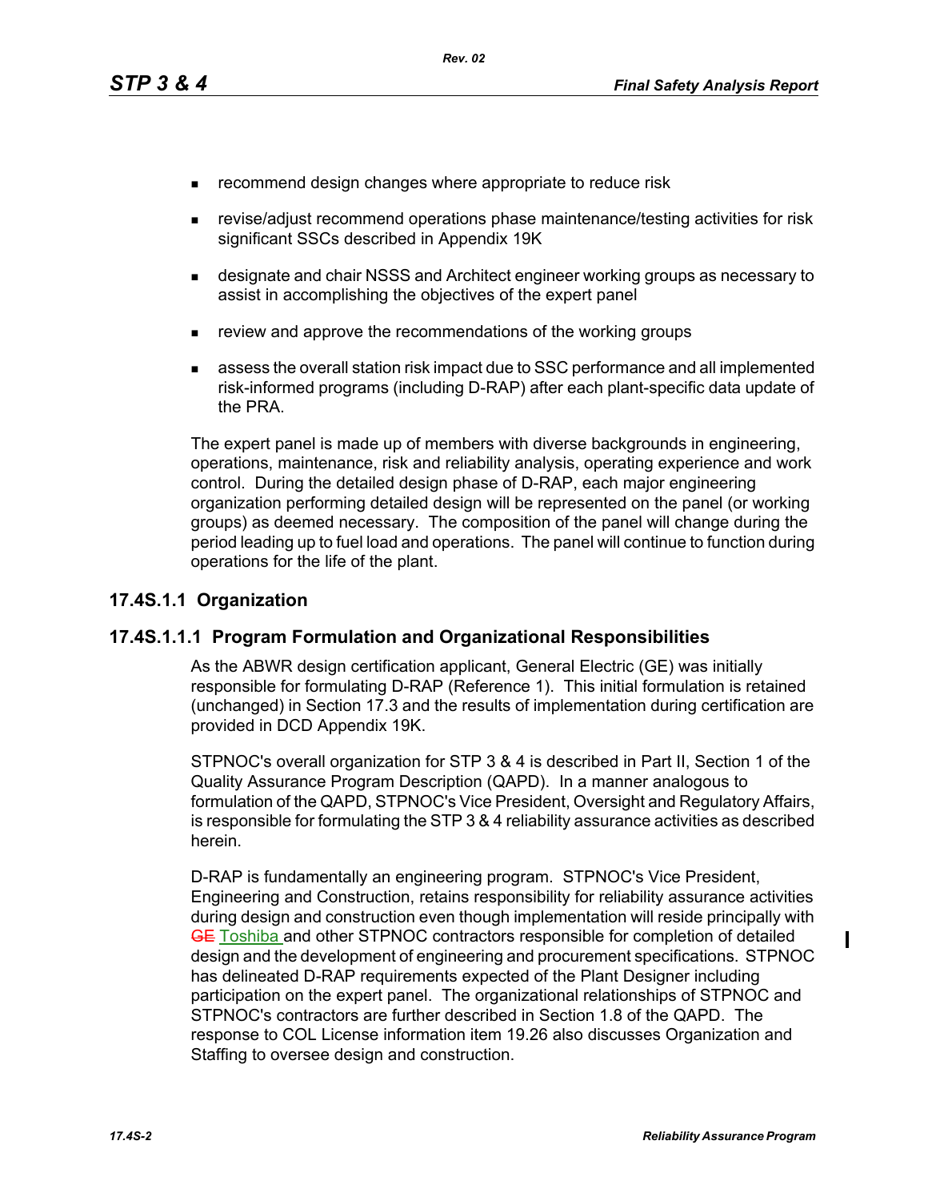- recommend design changes where appropriate to reduce risk
- revise/adjust recommend operations phase maintenance/testing activities for risk significant SSCs described in Appendix 19K
- designate and chair NSSS and Architect engineer working groups as necessary to assist in accomplishing the objectives of the expert panel
- review and approve the recommendations of the working groups
- assess the overall station risk impact due to SSC performance and all implemented risk-informed programs (including D-RAP) after each plant-specific data update of the PRA.

The expert panel is made up of members with diverse backgrounds in engineering, operations, maintenance, risk and reliability analysis, operating experience and work control. During the detailed design phase of D-RAP, each major engineering organization performing detailed design will be represented on the panel (or working groups) as deemed necessary. The composition of the panel will change during the period leading up to fuel load and operations. The panel will continue to function during operations for the life of the plant.

## 17.4S.1.1 Organization

### 17.4S.1.1.1 Program Formulation and Organizational Responsibilities

As the ABWR design certification applicant, General Electric (GE) was initially responsible for formulating D-RAP (Reference 1). This initial formulation is retained (unchanged) in Section 17.3 and the results of implementation during certification are provided in DCD Appendix 19K.

STPNOC's overall organization for STP 3 & 4 is described in Part II, Section 1 of the Quality Assurance Program Description (QAPD). In a manner analogous to formulation of the QAPD, STPNOC's Vice President, Oversight and Regulatory Affairs, is responsible for formulating the STP 3 & 4 reliability assurance activities as described herein.

D-RAP is fundamentally an engineering program. STPNOC's Vice President, Engineering and Construction, retains responsibility for reliability assurance activities during design and construction even though implementation will reside principally with ~~GE~~ Toshiba and other STPNOC contractors responsible for completion of detailed design and the development of engineering and procurement specifications. STPNOC has delineated D-RAP requirements expected of the Plant Designer including participation on the expert panel. The organizational relationships of STPNOC and STPNOC's contractors are further described in Section 1.8 of the QAPD. The response to COL License information item 19.26 also discusses Organization and Staffing to oversee design and construction.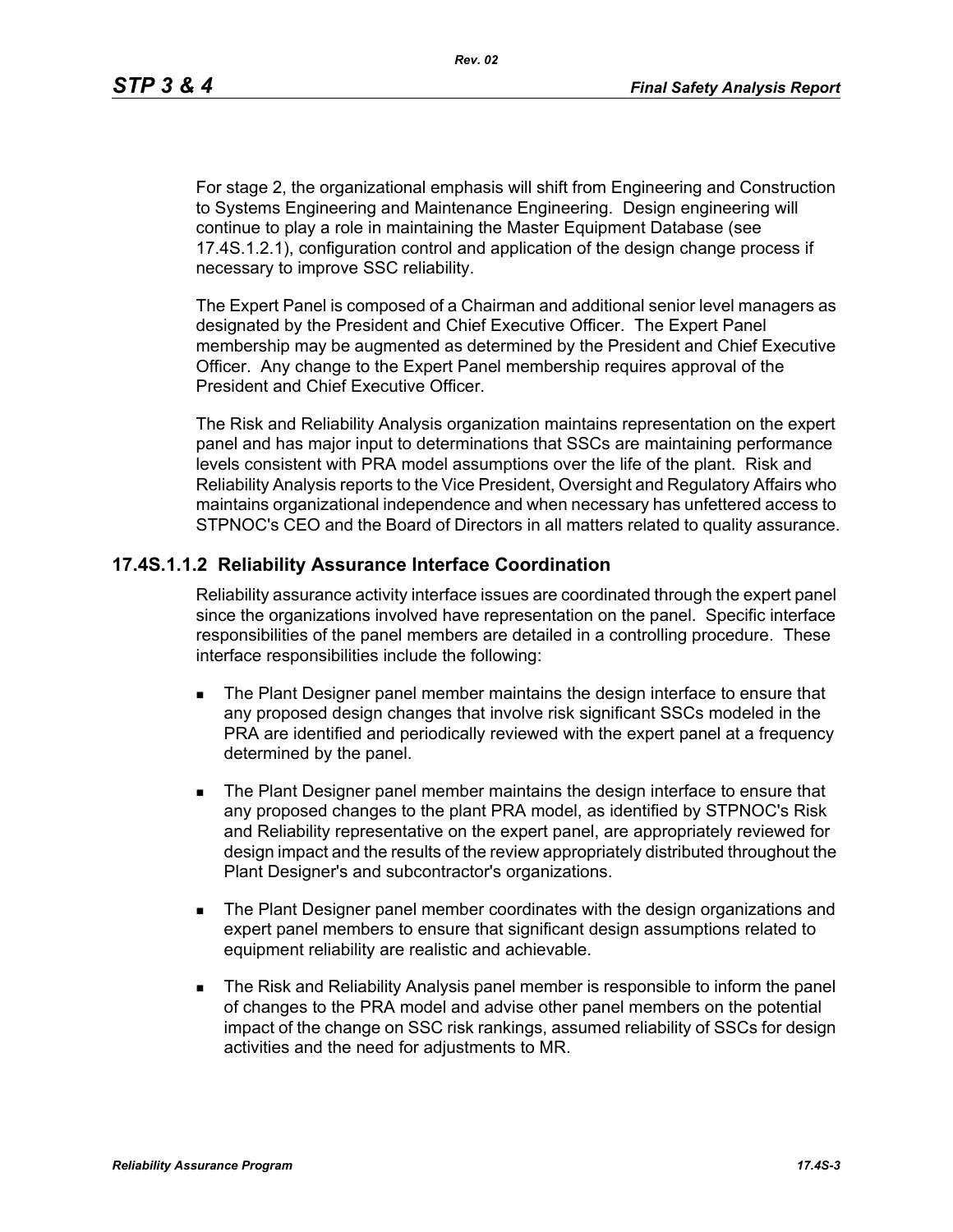For stage 2, the organizational emphasis will shift from Engineering and Construction to Systems Engineering and Maintenance Engineering. Design engineering will continue to play a role in maintaining the Master Equipment Database (see 17.4S.1.2.1), configuration control and application of the design change process if necessary to improve SSC reliability.

The Expert Panel is composed of a Chairman and additional senior level managers as designated by the President and Chief Executive Officer. The Expert Panel membership may be augmented as determined by the President and Chief Executive Officer. Any change to the Expert Panel membership requires approval of the President and Chief Executive Officer.

The Risk and Reliability Analysis organization maintains representation on the expert panel and has major input to determinations that SSCs are maintaining performance levels consistent with PRA model assumptions over the life of the plant. Risk and Reliability Analysis reports to the Vice President, Oversight and Regulatory Affairs who maintains organizational independence and when necessary has unfettered access to STPNOC's CEO and the Board of Directors in all matters related to quality assurance.

### 17.4S.1.1.2 Reliability Assurance Interface Coordination

Reliability assurance activity interface issues are coordinated through the expert panel since the organizations involved have representation on the panel. Specific interface responsibilities of the panel members are detailed in a controlling procedure. These interface responsibilities include the following:

- The Plant Designer panel member maintains the design interface to ensure that any proposed design changes that involve risk significant SSCs modeled in the PRA are identified and periodically reviewed with the expert panel at a frequency determined by the panel.
- The Plant Designer panel member maintains the design interface to ensure that any proposed changes to the plant PRA model, as identified by STPNOC's Risk and Reliability representative on the expert panel, are appropriately reviewed for design impact and the results of the review appropriately distributed throughout the Plant Designer's and subcontractor's organizations.
- The Plant Designer panel member coordinates with the design organizations and expert panel members to ensure that significant design assumptions related to equipment reliability are realistic and achievable.
- The Risk and Reliability Analysis panel member is responsible to inform the panel of changes to the PRA model and advise other panel members on the potential impact of the change on SSC risk rankings, assumed reliability of SSCs for design activities and the need for adjustments to MR.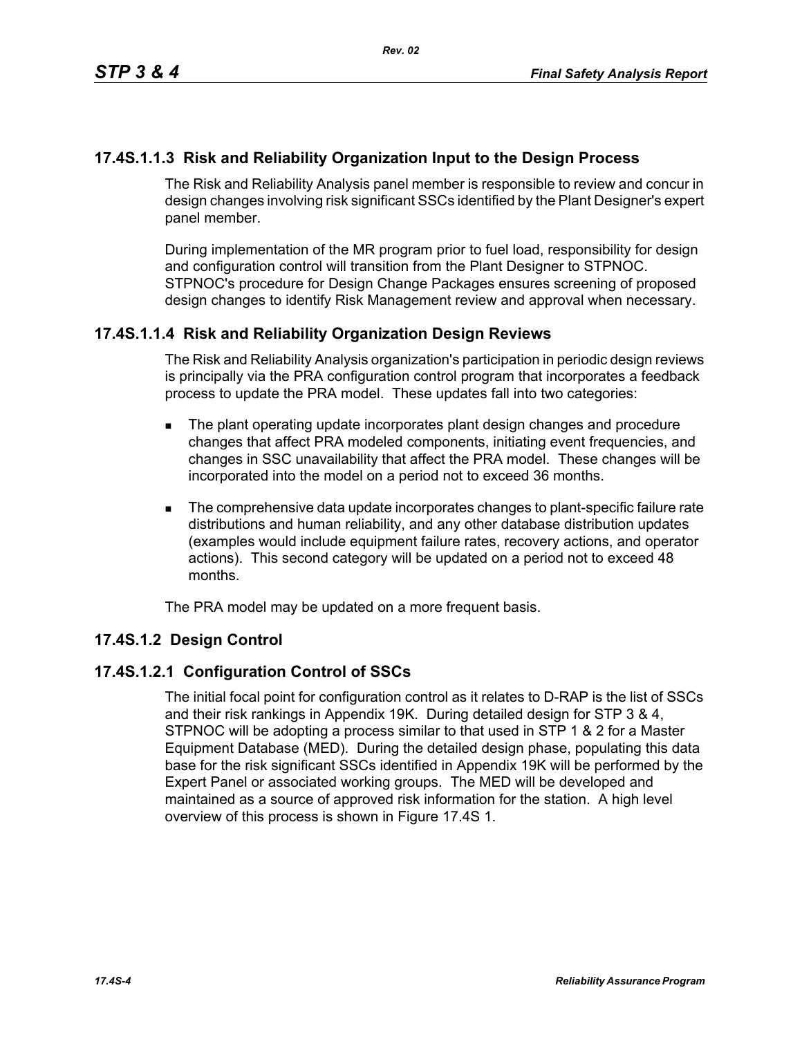### 17.4S.1.1.3 Risk and Reliability Organization Input to the Design Process

The Risk and Reliability Analysis panel member is responsible to review and concur in design changes involving risk significant SSCs identified by the Plant Designer's expert panel member.

During implementation of the MR program prior to fuel load, responsibility for design and configuration control will transition from the Plant Designer to STPNOC. STPNOC's procedure for Design Change Packages ensures screening of proposed design changes to identify Risk Management review and approval when necessary.

### 17.4S.1.1.4 Risk and Reliability Organization Design Reviews

The Risk and Reliability Analysis organization's participation in periodic design reviews is principally via the PRA configuration control program that incorporates a feedback process to update the PRA model. These updates fall into two categories:

- The plant operating update incorporates plant design changes and procedure changes that affect PRA modeled components, initiating event frequencies, and changes in SSC unavailability that affect the PRA model. These changes will be incorporated into the model on a period not to exceed 36 months.
- The comprehensive data update incorporates changes to plant-specific failure rate distributions and human reliability, and any other database distribution updates (examples would include equipment failure rates, recovery actions, and operator actions). This second category will be updated on a period not to exceed 48 months.

The PRA model may be updated on a more frequent basis.

### 17.4S.1.2 Design Control

### 17.4S.1.2.1 Configuration Control of SSCs

The initial focal point for configuration control as it relates to D-RAP is the list of SSCs and their risk rankings in Appendix 19K. During detailed design for STP 3 & 4, STPNOC will be adopting a process similar to that used in STP 1 & 2 for a Master Equipment Database (MED). During the detailed design phase, populating this data base for the risk significant SSCs identified in Appendix 19K will be performed by the Expert Panel or associated working groups. The MED will be developed and maintained as a source of approved risk information for the station. A high level overview of this process is shown in Figure 17.4S 1.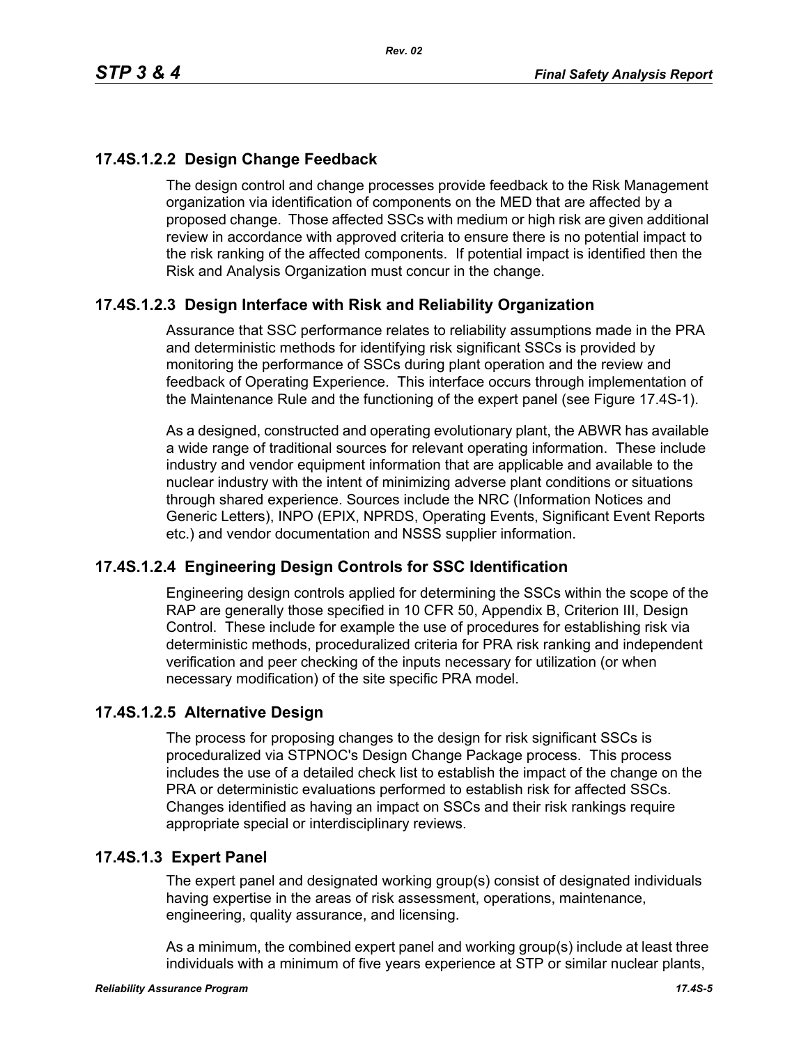### 17.4S.1.2.2 Design Change Feedback

The design control and change processes provide feedback to the Risk Management organization via identification of components on the MED that are affected by a proposed change. Those affected SSCs with medium or high risk are given additional review in accordance with approved criteria to ensure there is no potential impact to the risk ranking of the affected components. If potential impact is identified then the Risk and Analysis Organization must concur in the change.

### 17.4S.1.2.3 Design Interface with Risk and Reliability Organization

Assurance that SSC performance relates to reliability assumptions made in the PRA and deterministic methods for identifying risk significant SSCs is provided by monitoring the performance of SSCs during plant operation and the review and feedback of Operating Experience. This interface occurs through implementation of the Maintenance Rule and the functioning of the expert panel (see Figure 17.4S-1).

As a designed, constructed and operating evolutionary plant, the ABWR has available a wide range of traditional sources for relevant operating information. These include industry and vendor equipment information that are applicable and available to the nuclear industry with the intent of minimizing adverse plant conditions or situations through shared experience. Sources include the NRC (Information Notices and Generic Letters), INPO (EPIX, NPRDS, Operating Events, Significant Event Reports etc.) and vendor documentation and NSSS supplier information.

### 17.4S.1.2.4 Engineering Design Controls for SSC Identification

Engineering design controls applied for determining the SSCs within the scope of the RAP are generally those specified in 10 CFR 50, Appendix B, Criterion III, Design Control. These include for example the use of procedures for establishing risk via deterministic methods, proceduralized criteria for PRA risk ranking and independent verification and peer checking of the inputs necessary for utilization (or when necessary modification) of the site specific PRA model.

### 17.4S.1.2.5 Alternative Design

The process for proposing changes to the design for risk significant SSCs is proceduralized via STPNOC's Design Change Package process. This process includes the use of a detailed check list to establish the impact of the change on the PRA or deterministic evaluations performed to establish risk for affected SSCs. Changes identified as having an impact on SSCs and their risk rankings require appropriate special or interdisciplinary reviews.

## 17.4S.1.3 Expert Panel

The expert panel and designated working group(s) consist of designated individuals having expertise in the areas of risk assessment, operations, maintenance, engineering, quality assurance, and licensing.

As a minimum, the combined expert panel and working group(s) include at least three individuals with a minimum of five years experience at STP or similar nuclear plants,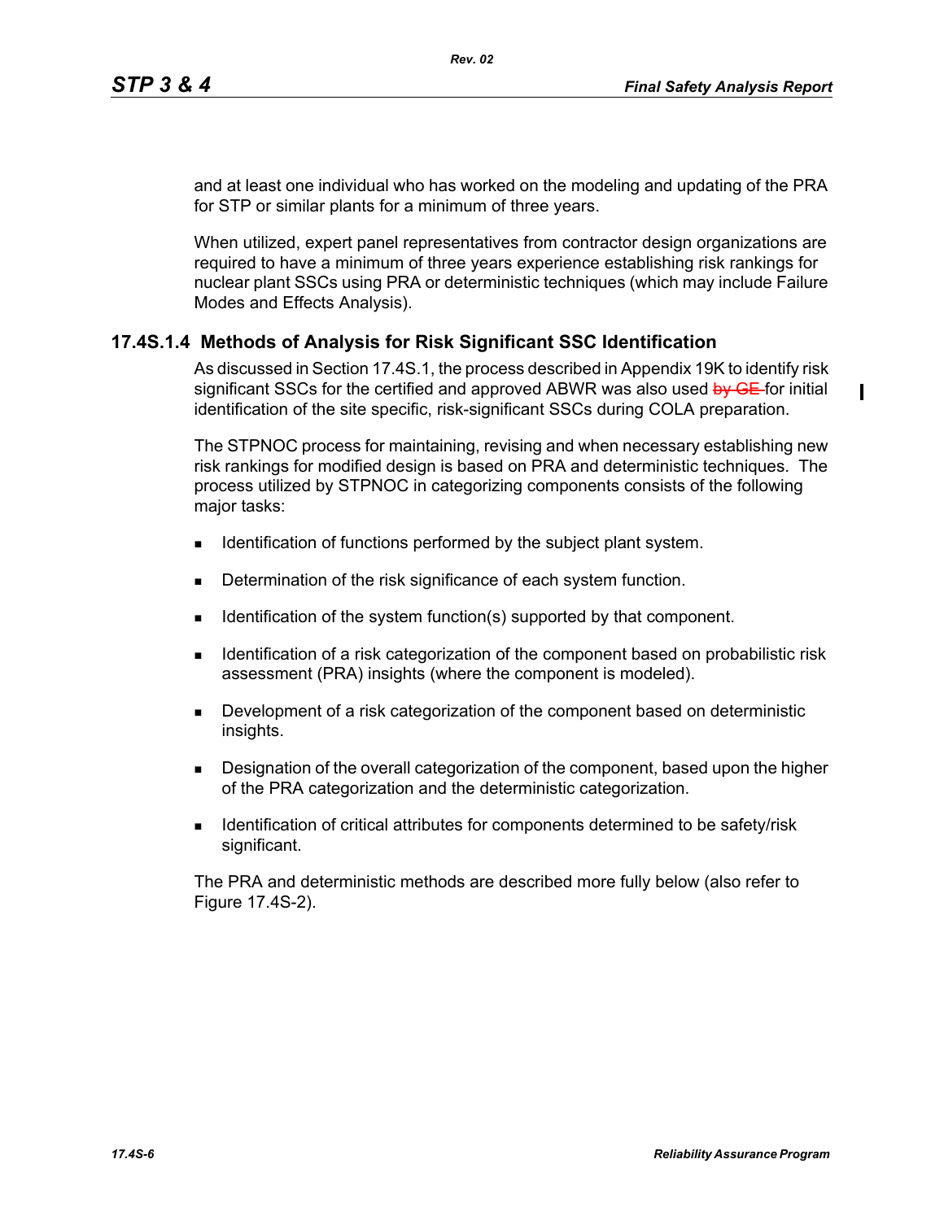and at least one individual who has worked on the modeling and updating of the PRA for STP or similar plants for a minimum of three years.

When utilized, expert panel representatives from contractor design organizations are required to have a minimum of three years experience establishing risk rankings for nuclear plant SSCs using PRA or deterministic techniques (which may include Failure Modes and Effects Analysis).

### 17.4S.1.4 Methods of Analysis for Risk Significant SSC Identification

As discussed in Section 17.4S.1, the process described in Appendix 19K to identify risk significant SSCs for the certified and approved ABWR was also used ~~by GE~~ for initial identification of the site specific, risk-significant SSCs during COLA preparation.

The STPNOC process for maintaining, revising and when necessary establishing new risk rankings for modified design is based on PRA and deterministic techniques. The process utilized by STPNOC in categorizing components consists of the following major tasks:

- Identification of functions performed by the subject plant system.
- Determination of the risk significance of each system function.
- Identification of the system function(s) supported by that component.
- Identification of a risk categorization of the component based on probabilistic risk assessment (PRA) insights (where the component is modeled).
- Development of a risk categorization of the component based on deterministic insights.
- Designation of the overall categorization of the component, based upon the higher of the PRA categorization and the deterministic categorization.
- Identification of critical attributes for components determined to be safety/risk significant.

The PRA and deterministic methods are described more fully below (also refer to Figure 17.4S-2).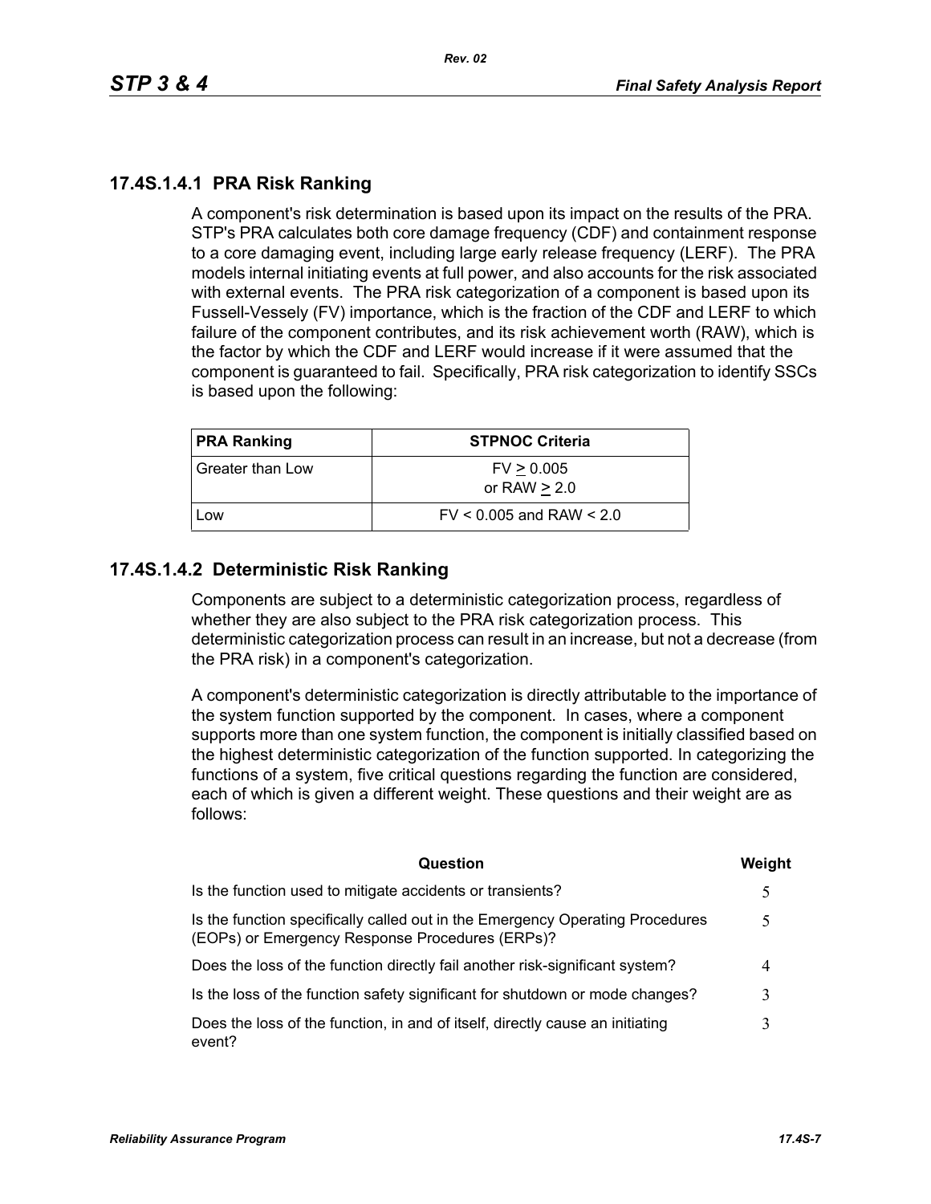### 17.4S.1.4.1 PRA Risk Ranking

A component's risk determination is based upon its impact on the results of the PRA. STP's PRA calculates both core damage frequency (CDF) and containment response to a core damaging event, including large early release frequency (LERF). The PRA models internal initiating events at full power, and also accounts for the risk associated with external events. The PRA risk categorization of a component is based upon its Fussell-Vessely (FV) importance, which is the fraction of the CDF and LERF to which failure of the component contributes, and its risk achievement worth (RAW), which is the factor by which the CDF and LERF would increase if it were assumed that the component is guaranteed to fail. Specifically, PRA risk categorization to identify SSCs is based upon the following:

| PRA Ranking | STPNOC Criteria |
|---|---|
| Greater than Low | FV $\geq$ 0.005<br>or RAW $\geq$ 2.0 |
| Low | FV < 0.005 and RAW < 2.0 |

### 17.4S.1.4.2 Deterministic Risk Ranking

Components are subject to a deterministic categorization process, regardless of whether they are also subject to the PRA risk categorization process. This deterministic categorization process can result in an increase, but not a decrease (from the PRA risk) in a component's categorization.

A component's deterministic categorization is directly attributable to the importance of the system function supported by the component. In cases, where a component supports more than one system function, the component is initially classified based on the highest deterministic categorization of the function supported. In categorizing the functions of a system, five critical questions regarding the function are considered, each of which is given a different weight. These questions and their weight are as follows:

| Question | Weight |
|---|---|
| Is the function used to mitigate accidents or transients? | 5 |
| Is the function specifically called out in the Emergency Operating Procedures (EOPs) or Emergency Response Procedures (ERPs)? | 5 |
| Does the loss of the function directly fail another risk-significant system? | 4 |
| Is the loss of the function safety significant for shutdown or mode changes? | 3 |
| Does the loss of the function, in and of itself, directly cause an initiating event? | 3 |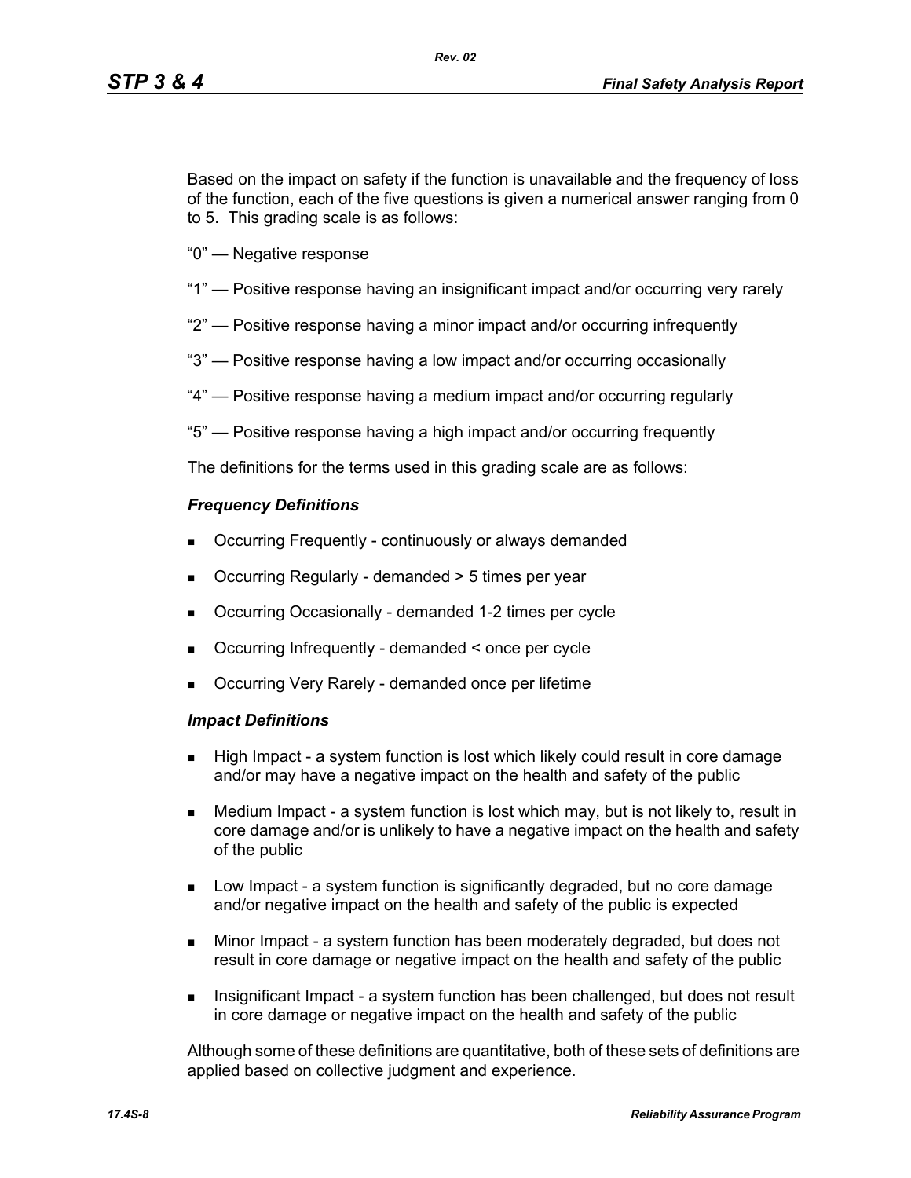Based on the impact on safety if the function is unavailable and the frequency of loss of the function, each of the five questions is given a numerical answer ranging from 0 to 5. This grading scale is as follows:

"0" — Negative response

"1" — Positive response having an insignificant impact and/or occurring very rarely

"2" — Positive response having a minor impact and/or occurring infrequently

"3" — Positive response having a low impact and/or occurring occasionally

"4" — Positive response having a medium impact and/or occurring regularly

"5" — Positive response having a high impact and/or occurring frequently

The definitions for the terms used in this grading scale are as follows:

***Frequency Definitions***

- Occurring Frequently - continuously or always demanded
- Occurring Regularly - demanded > 5 times per year
- Occurring Occasionally - demanded 1-2 times per cycle
- Occurring Infrequently - demanded < once per cycle
- Occurring Very Rarely - demanded once per lifetime

***Impact Definitions***

- High Impact - a system function is lost which likely could result in core damage and/or may have a negative impact on the health and safety of the public
- Medium Impact - a system function is lost which may, but is not likely to, result in core damage and/or is unlikely to have a negative impact on the health and safety of the public
- Low Impact - a system function is significantly degraded, but no core damage and/or negative impact on the health and safety of the public is expected
- Minor Impact - a system function has been moderately degraded, but does not result in core damage or negative impact on the health and safety of the public
- Insignificant Impact - a system function has been challenged, but does not result in core damage or negative impact on the health and safety of the public

Although some of these definitions are quantitative, both of these sets of definitions are applied based on collective judgment and experience.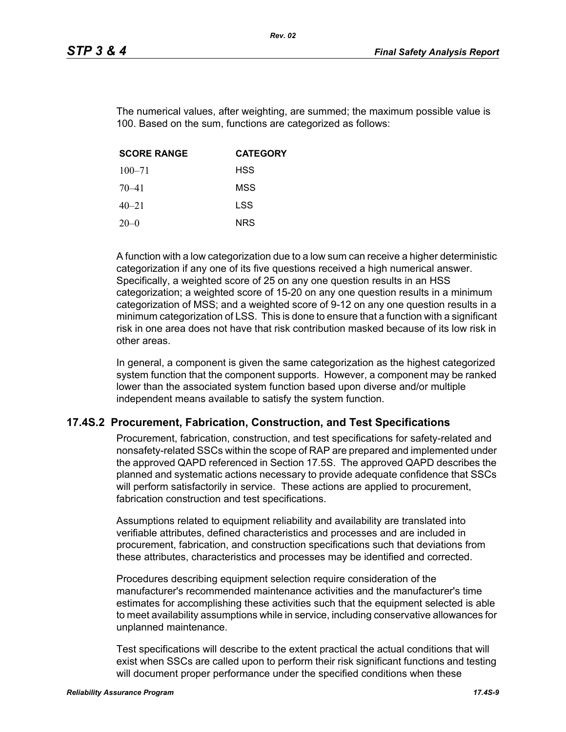The numerical values, after weighting, are summed; the maximum possible value is 100. Based on the sum, functions are categorized as follows:

| SCORE RANGE | CATEGORY |
|---|---|
| 100–71 | HSS |
| 70–41 | MSS |
| 40–21 | LSS |
| 20–0 | NRS |

A function with a low categorization due to a low sum can receive a higher deterministic categorization if any one of its five questions received a high numerical answer. Specifically, a weighted score of 25 on any one question results in an HSS categorization; a weighted score of 15-20 on any one question results in a minimum categorization of MSS; and a weighted score of 9-12 on any one question results in a minimum categorization of LSS. This is done to ensure that a function with a significant risk in one area does not have that risk contribution masked because of its low risk in other areas.

In general, a component is given the same categorization as the highest categorized system function that the component supports. However, a component may be ranked lower than the associated system function based upon diverse and/or multiple independent means available to satisfy the system function.

## 17.4S.2 Procurement, Fabrication, Construction, and Test Specifications

Procurement, fabrication, construction, and test specifications for safety-related and nonsafety-related SSCs within the scope of RAP are prepared and implemented under the approved QAPD referenced in Section 17.5S. The approved QAPD describes the planned and systematic actions necessary to provide adequate confidence that SSCs will perform satisfactorily in service. These actions are applied to procurement, fabrication construction and test specifications.

Assumptions related to equipment reliability and availability are translated into verifiable attributes, defined characteristics and processes and are included in procurement, fabrication, and construction specifications such that deviations from these attributes, characteristics and processes may be identified and corrected.

Procedures describing equipment selection require consideration of the manufacturer's recommended maintenance activities and the manufacturer's time estimates for accomplishing these activities such that the equipment selected is able to meet availability assumptions while in service, including conservative allowances for unplanned maintenance.

Test specifications will describe to the extent practical the actual conditions that will exist when SSCs are called upon to perform their risk significant functions and testing will document proper performance under the specified conditions when these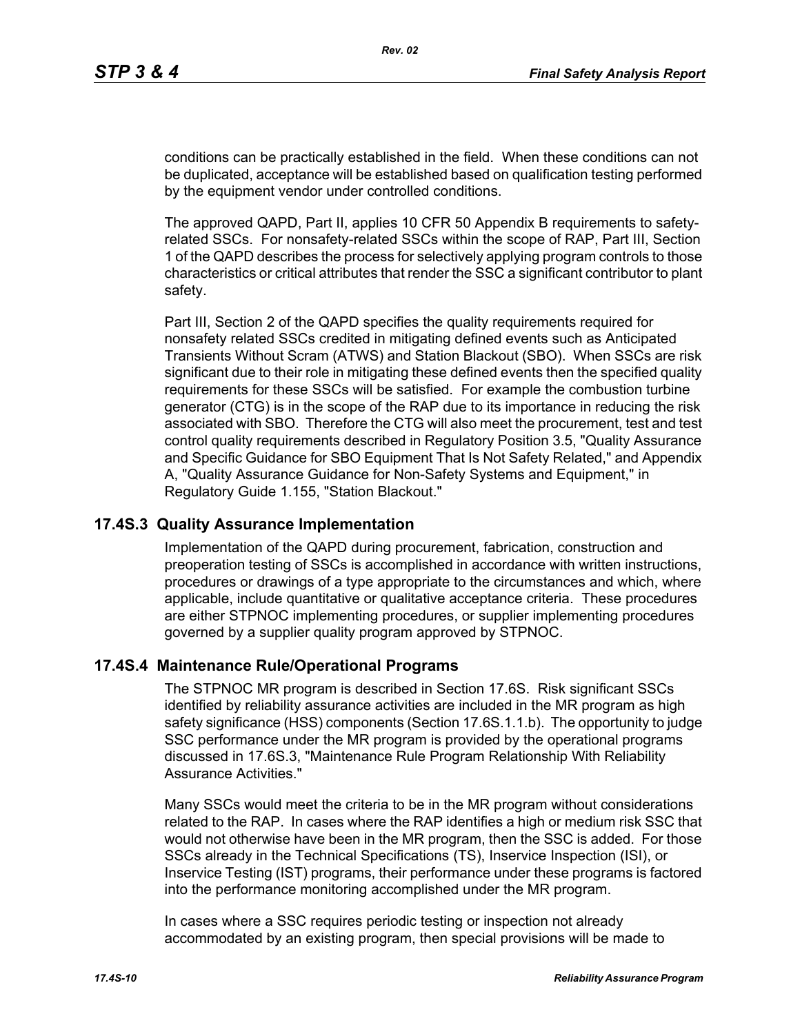conditions can be practically established in the field. When these conditions can not be duplicated, acceptance will be established based on qualification testing performed by the equipment vendor under controlled conditions.

The approved QAPD, Part II, applies 10 CFR 50 Appendix B requirements to safety-related SSCs. For nonsafety-related SSCs within the scope of RAP, Part III, Section 1 of the QAPD describes the process for selectively applying program controls to those characteristics or critical attributes that render the SSC a significant contributor to plant safety.

Part III, Section 2 of the QAPD specifies the quality requirements required for nonsafety related SSCs credited in mitigating defined events such as Anticipated Transients Without Scram (ATWS) and Station Blackout (SBO). When SSCs are risk significant due to their role in mitigating these defined events then the specified quality requirements for these SSCs will be satisfied. For example the combustion turbine generator (CTG) is in the scope of the RAP due to its importance in reducing the risk associated with SBO. Therefore the CTG will also meet the procurement, test and test control quality requirements described in Regulatory Position 3.5, "Quality Assurance and Specific Guidance for SBO Equipment That Is Not Safety Related," and Appendix A, "Quality Assurance Guidance for Non-Safety Systems and Equipment," in Regulatory Guide 1.155, "Station Blackout."

## 17.4S.3 Quality Assurance Implementation

Implementation of the QAPD during procurement, fabrication, construction and preoperation testing of SSCs is accomplished in accordance with written instructions, procedures or drawings of a type appropriate to the circumstances and which, where applicable, include quantitative or qualitative acceptance criteria. These procedures are either STPNOC implementing procedures, or supplier implementing procedures governed by a supplier quality program approved by STPNOC.

## 17.4S.4 Maintenance Rule/Operational Programs

The STPNOC MR program is described in Section 17.6S. Risk significant SSCs identified by reliability assurance activities are included in the MR program as high safety significance (HSS) components (Section 17.6S.1.1.b). The opportunity to judge SSC performance under the MR program is provided by the operational programs discussed in 17.6S.3, "Maintenance Rule Program Relationship With Reliability Assurance Activities."

Many SSCs would meet the criteria to be in the MR program without considerations related to the RAP. In cases where the RAP identifies a high or medium risk SSC that would not otherwise have been in the MR program, then the SSC is added. For those SSCs already in the Technical Specifications (TS), Inservice Inspection (ISI), or Inservice Testing (IST) programs, their performance under these programs is factored into the performance monitoring accomplished under the MR program.

In cases where a SSC requires periodic testing or inspection not already accommodated by an existing program, then special provisions will be made to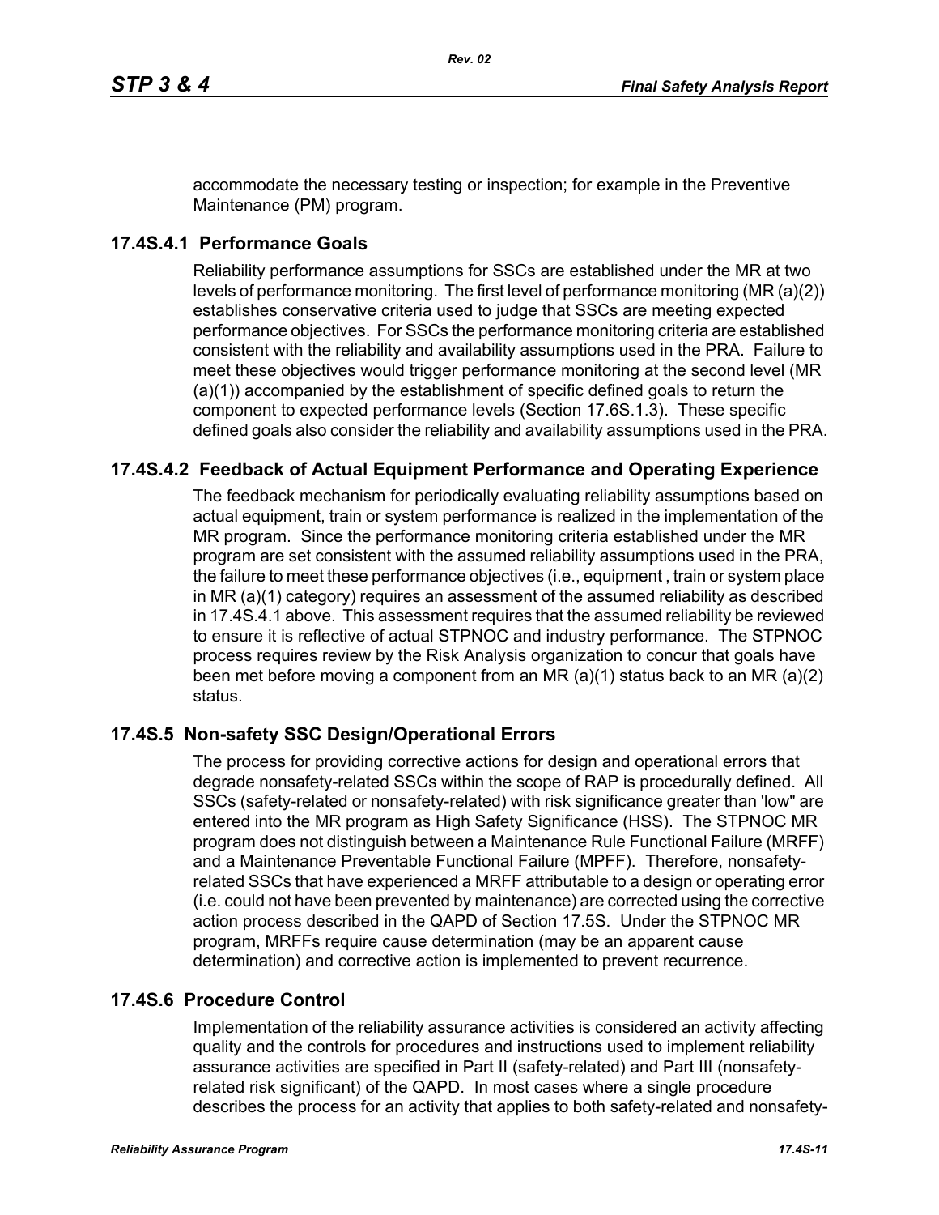accommodate the necessary testing or inspection; for example in the Preventive Maintenance (PM) program.

### 17.4S.4.1 Performance Goals

Reliability performance assumptions for SSCs are established under the MR at two levels of performance monitoring. The first level of performance monitoring (MR (a)(2)) establishes conservative criteria used to judge that SSCs are meeting expected performance objectives. For SSCs the performance monitoring criteria are established consistent with the reliability and availability assumptions used in the PRA. Failure to meet these objectives would trigger performance monitoring at the second level (MR (a)(1)) accompanied by the establishment of specific defined goals to return the component to expected performance levels (Section 17.6S.1.3). These specific defined goals also consider the reliability and availability assumptions used in the PRA.

### 17.4S.4.2 Feedback of Actual Equipment Performance and Operating Experience

The feedback mechanism for periodically evaluating reliability assumptions based on actual equipment, train or system performance is realized in the implementation of the MR program. Since the performance monitoring criteria established under the MR program are set consistent with the assumed reliability assumptions used in the PRA, the failure to meet these performance objectives (i.e., equipment , train or system place in MR (a)(1) category) requires an assessment of the assumed reliability as described in 17.4S.4.1 above. This assessment requires that the assumed reliability be reviewed to ensure it is reflective of actual STPNOC and industry performance. The STPNOC process requires review by the Risk Analysis organization to concur that goals have been met before moving a component from an MR (a)(1) status back to an MR (a)(2) status.

## 17.4S.5 Non-safety SSC Design/Operational Errors

The process for providing corrective actions for design and operational errors that degrade nonsafety-related SSCs within the scope of RAP is procedurally defined. All SSCs (safety-related or nonsafety-related) with risk significance greater than 'low" are entered into the MR program as High Safety Significance (HSS). The STPNOC MR program does not distinguish between a Maintenance Rule Functional Failure (MRFF) and a Maintenance Preventable Functional Failure (MPFF). Therefore, nonsafety-related SSCs that have experienced a MRFF attributable to a design or operating error (i.e. could not have been prevented by maintenance) are corrected using the corrective action process described in the QAPD of Section 17.5S. Under the STPNOC MR program, MRFFs require cause determination (may be an apparent cause determination) and corrective action is implemented to prevent recurrence.

## 17.4S.6 Procedure Control

Implementation of the reliability assurance activities is considered an activity affecting quality and the controls for procedures and instructions used to implement reliability assurance activities are specified in Part II (safety-related) and Part III (nonsafety-related risk significant) of the QAPD. In most cases where a single procedure describes the process for an activity that applies to both safety-related and nonsafety-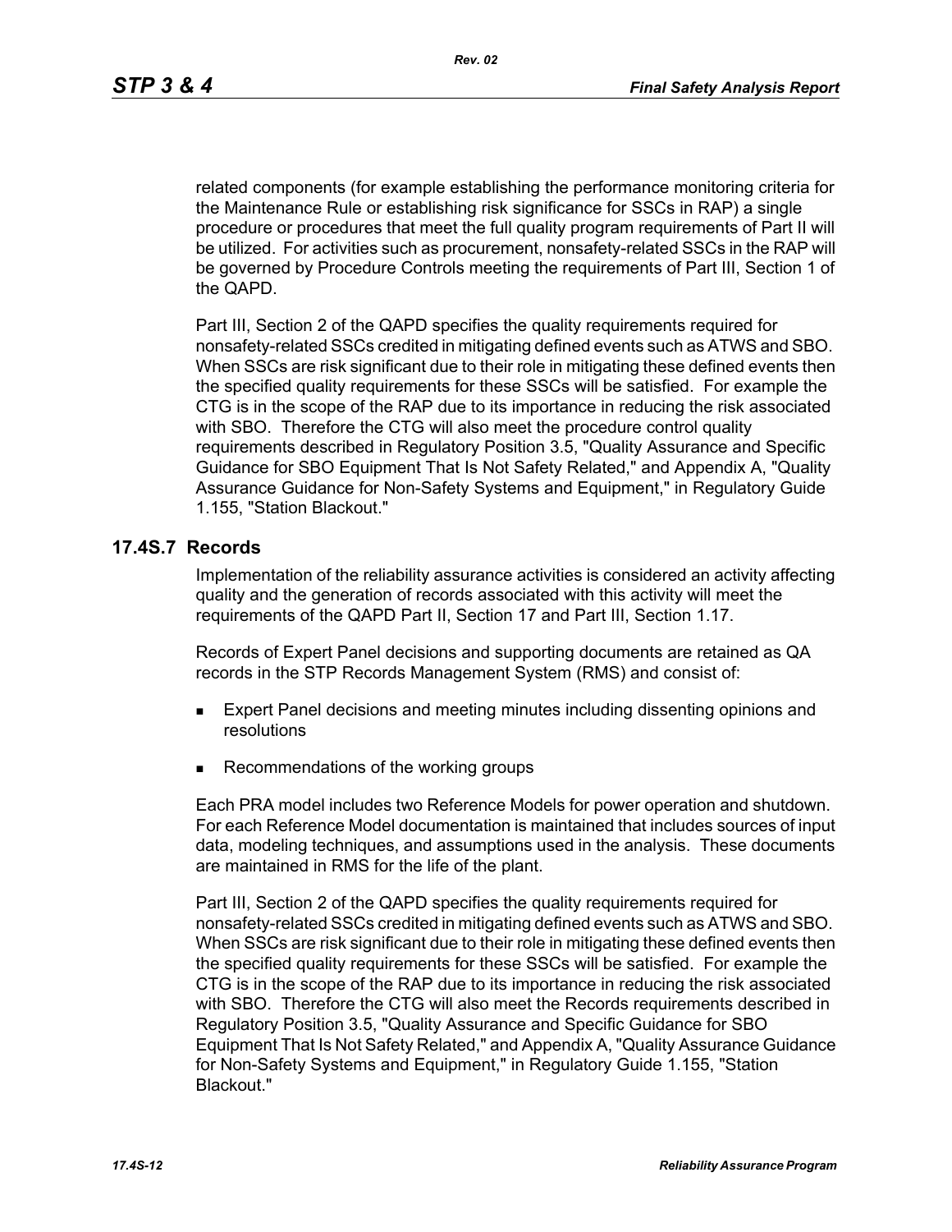related components (for example establishing the performance monitoring criteria for the Maintenance Rule or establishing risk significance for SSCs in RAP) a single procedure or procedures that meet the full quality program requirements of Part II will be utilized. For activities such as procurement, nonsafety-related SSCs in the RAP will be governed by Procedure Controls meeting the requirements of Part III, Section 1 of the QAPD.

Part III, Section 2 of the QAPD specifies the quality requirements required for nonsafety-related SSCs credited in mitigating defined events such as ATWS and SBO. When SSCs are risk significant due to their role in mitigating these defined events then the specified quality requirements for these SSCs will be satisfied. For example the CTG is in the scope of the RAP due to its importance in reducing the risk associated with SBO. Therefore the CTG will also meet the procedure control quality requirements described in Regulatory Position 3.5, "Quality Assurance and Specific Guidance for SBO Equipment That Is Not Safety Related," and Appendix A, "Quality Assurance Guidance for Non-Safety Systems and Equipment," in Regulatory Guide 1.155, "Station Blackout."

## 17.4S.7 Records

Implementation of the reliability assurance activities is considered an activity affecting quality and the generation of records associated with this activity will meet the requirements of the QAPD Part II, Section 17 and Part III, Section 1.17.

Records of Expert Panel decisions and supporting documents are retained as QA records in the STP Records Management System (RMS) and consist of:

- Expert Panel decisions and meeting minutes including dissenting opinions and resolutions
- Recommendations of the working groups

Each PRA model includes two Reference Models for power operation and shutdown. For each Reference Model documentation is maintained that includes sources of input data, modeling techniques, and assumptions used in the analysis. These documents are maintained in RMS for the life of the plant.

Part III, Section 2 of the QAPD specifies the quality requirements required for nonsafety-related SSCs credited in mitigating defined events such as ATWS and SBO. When SSCs are risk significant due to their role in mitigating these defined events then the specified quality requirements for these SSCs will be satisfied. For example the CTG is in the scope of the RAP due to its importance in reducing the risk associated with SBO. Therefore the CTG will also meet the Records requirements described in Regulatory Position 3.5, "Quality Assurance and Specific Guidance for SBO Equipment That Is Not Safety Related," and Appendix A, "Quality Assurance Guidance for Non-Safety Systems and Equipment," in Regulatory Guide 1.155, "Station Blackout."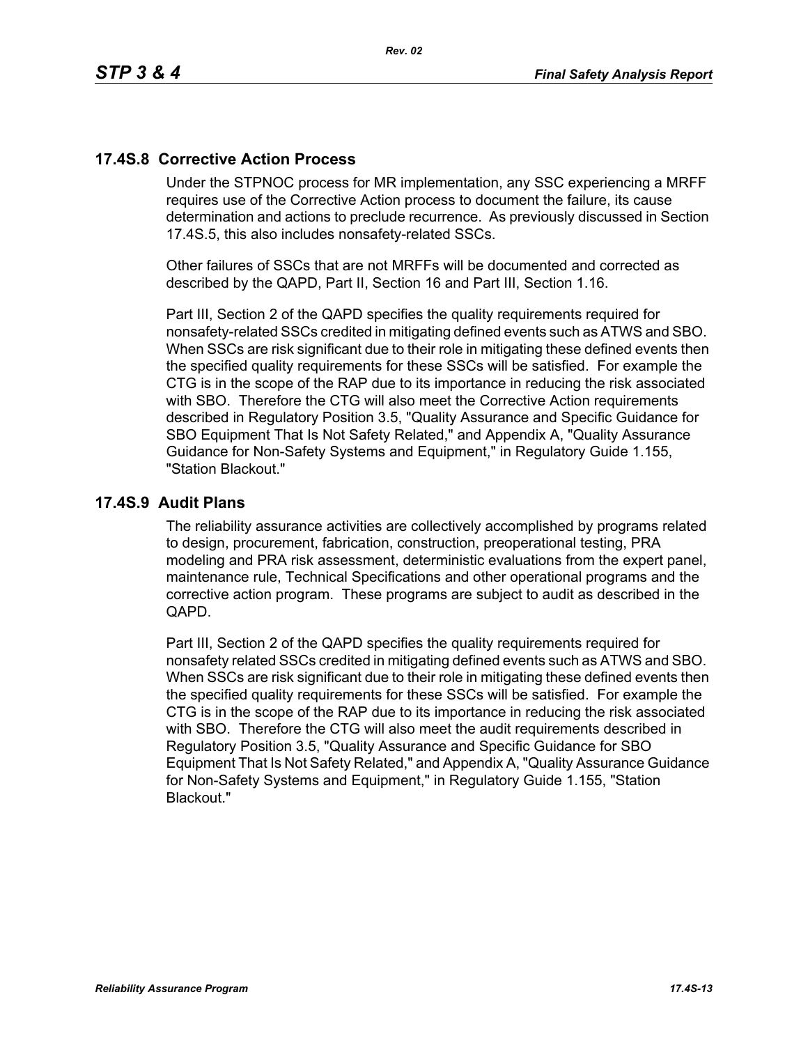## 17.4S.8 Corrective Action Process

Under the STPNOC process for MR implementation, any SSC experiencing a MRFF requires use of the Corrective Action process to document the failure, its cause determination and actions to preclude recurrence. As previously discussed in Section 17.4S.5, this also includes nonsafety-related SSCs.

Other failures of SSCs that are not MRFFs will be documented and corrected as described by the QAPD, Part II, Section 16 and Part III, Section 1.16.

Part III, Section 2 of the QAPD specifies the quality requirements required for nonsafety-related SSCs credited in mitigating defined events such as ATWS and SBO. When SSCs are risk significant due to their role in mitigating these defined events then the specified quality requirements for these SSCs will be satisfied. For example the CTG is in the scope of the RAP due to its importance in reducing the risk associated with SBO. Therefore the CTG will also meet the Corrective Action requirements described in Regulatory Position 3.5, "Quality Assurance and Specific Guidance for SBO Equipment That Is Not Safety Related," and Appendix A, "Quality Assurance Guidance for Non-Safety Systems and Equipment," in Regulatory Guide 1.155, "Station Blackout."

## 17.4S.9 Audit Plans

The reliability assurance activities are collectively accomplished by programs related to design, procurement, fabrication, construction, preoperational testing, PRA modeling and PRA risk assessment, deterministic evaluations from the expert panel, maintenance rule, Technical Specifications and other operational programs and the corrective action program. These programs are subject to audit as described in the QAPD.

Part III, Section 2 of the QAPD specifies the quality requirements required for nonsafety related SSCs credited in mitigating defined events such as ATWS and SBO. When SSCs are risk significant due to their role in mitigating these defined events then the specified quality requirements for these SSCs will be satisfied. For example the CTG is in the scope of the RAP due to its importance in reducing the risk associated with SBO. Therefore the CTG will also meet the audit requirements described in Regulatory Position 3.5, "Quality Assurance and Specific Guidance for SBO Equipment That Is Not Safety Related," and Appendix A, "Quality Assurance Guidance for Non-Safety Systems and Equipment," in Regulatory Guide 1.155, "Station Blackout."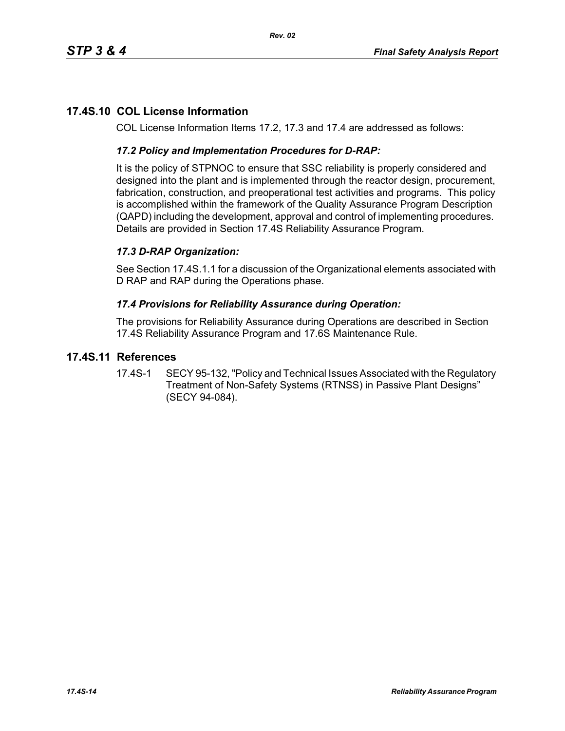## 17.4S.10 COL License Information

COL License Information Items 17.2, 17.3 and 17.4 are addressed as follows:

### *17.2 Policy and Implementation Procedures for D-RAP:*

It is the policy of STPNOC to ensure that SSC reliability is properly considered and designed into the plant and is implemented through the reactor design, procurement, fabrication, construction, and preoperational test activities and programs. This policy is accomplished within the framework of the Quality Assurance Program Description (QAPD) including the development, approval and control of implementing procedures. Details are provided in Section 17.4S Reliability Assurance Program.

### *17.3 D-RAP Organization:*

See Section 17.4S.1.1 for a discussion of the Organizational elements associated with D RAP and RAP during the Operations phase.

### *17.4 Provisions for Reliability Assurance during Operation:*

The provisions for Reliability Assurance during Operations are described in Section 17.4S Reliability Assurance Program and 17.6S Maintenance Rule.

## 17.4S.11 References

17.4S-1 SECY 95-132, "Policy and Technical Issues Associated with the Regulatory Treatment of Non-Safety Systems (RTNSS) in Passive Plant Designs" (SECY 94-084).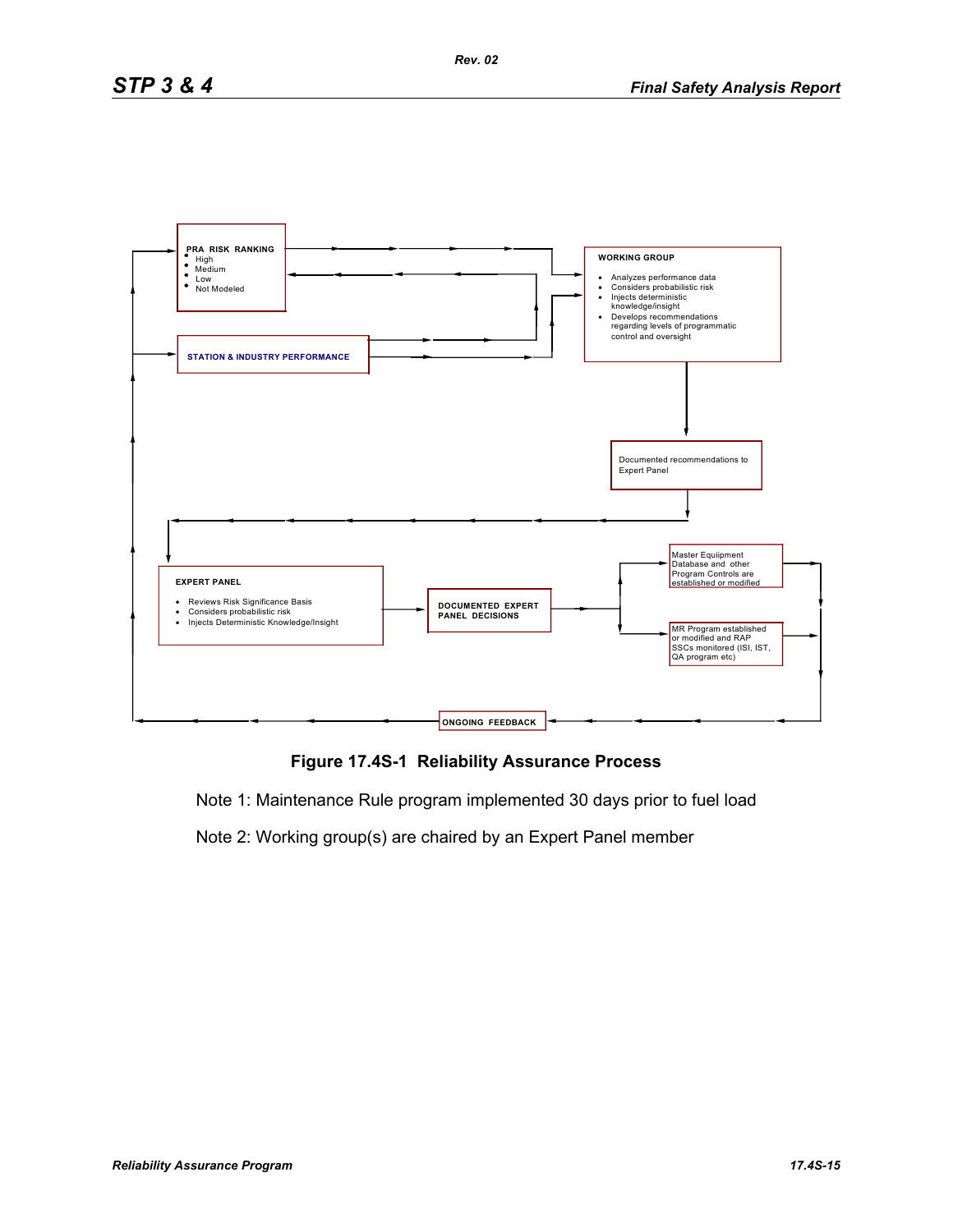PRA RISK RANKING

- High
- Medium
- Low
- Not Modeled

STATION & INDUSTRY PERFORMANCE

WORKING GROUP

- Analyzes performance data
- Considers probabilistic risk
- Injects deterministic knowledge/insight
- Develops recommendations regarding levels of programmatic control and oversight

Documented recommendations to Expert Panel

EXPERT PANEL

- Reviews Risk Significance Basis
- Considers probabilistic risk
- Injects Deterministic Knowledge/Insight

DOCUMENTED EXPERT PANEL DECISIONS

Master Equipment Database and other Program Controls are established or modified

MR Program established or modified and RAP SSCs monitored (ISI, IST, QA program etc)

ONGOING FEEDBACK

**Figure 17.4S-1 Reliability Assurance Process**

Note 1: Maintenance Rule program implemented 30 days prior to fuel load

Note 2: Working group(s) are chaired by an Expert Panel member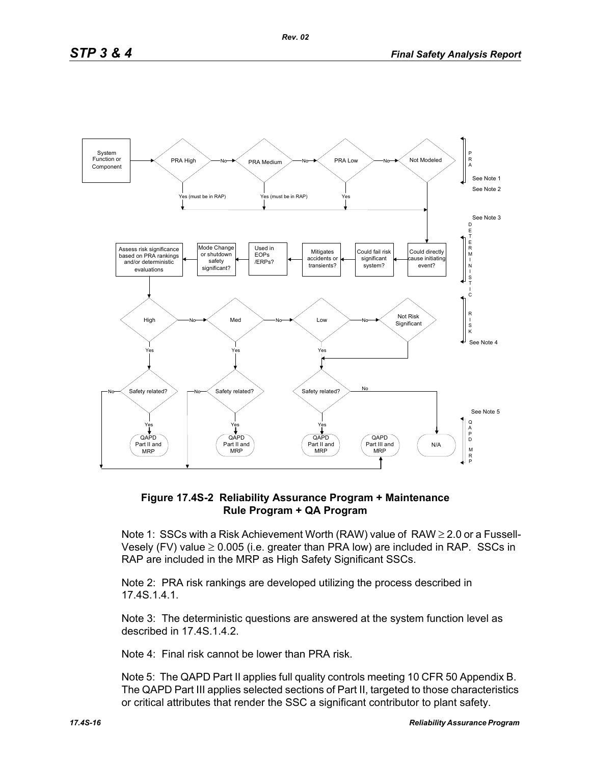System Function or Component

PRA High

No

PRA Medium

No

PRA Low

No

Not Modeled

P R A

See Note 1

See Note 2

Yes (must be in RAP)

Yes (must be in RAP)

Yes

See Note 3

D E T E R M I N I S T I C

Assess risk significance based on PRA rankings and/or deterministic evaluations

Mode Change or shutdown safety significant?

Used in EOPs /ERPs?

Mitigates accidents or transients?

Could fail risk significant system?

Could directly cause initiating event?

High

No

Med

No

Low

No

Not Risk Significant

R I S K

See Note 4

Yes

Yes

Yes

No

Safety related?

No

Safety related?

Safety related?

No

See Note 5

Yes

Yes

Yes

QAPD Part II and MRP

QAPD Part II and MRP

QAPD Part II and MRP

QAPD Part III and MRP

N/A

Q A P D

M R P

**Figure 17.4S-2 Reliability Assurance Program + Maintenance Rule Program + QA Program**

Note 1: SSCs with a Risk Achievement Worth (RAW) value of RAW $\geq$ 2.0 or a Fussell-Vesely (FV) value $\geq$ 0.005 (i.e. greater than PRA low) are included in RAP. SSCs in RAP are included in the MRP as High Safety Significant SSCs.

Note 2: PRA risk rankings are developed utilizing the process described in 17.4S.1.4.1.

Note 3: The deterministic questions are answered at the system function level as described in 17.4S.1.4.2.

Note 4: Final risk cannot be lower than PRA risk.

Note 5: The QAPD Part II applies full quality controls meeting 10 CFR 50 Appendix B. The QAPD Part III applies selected sections of Part II, targeted to those characteristics or critical attributes that render the SSC a significant contributor to plant safety.